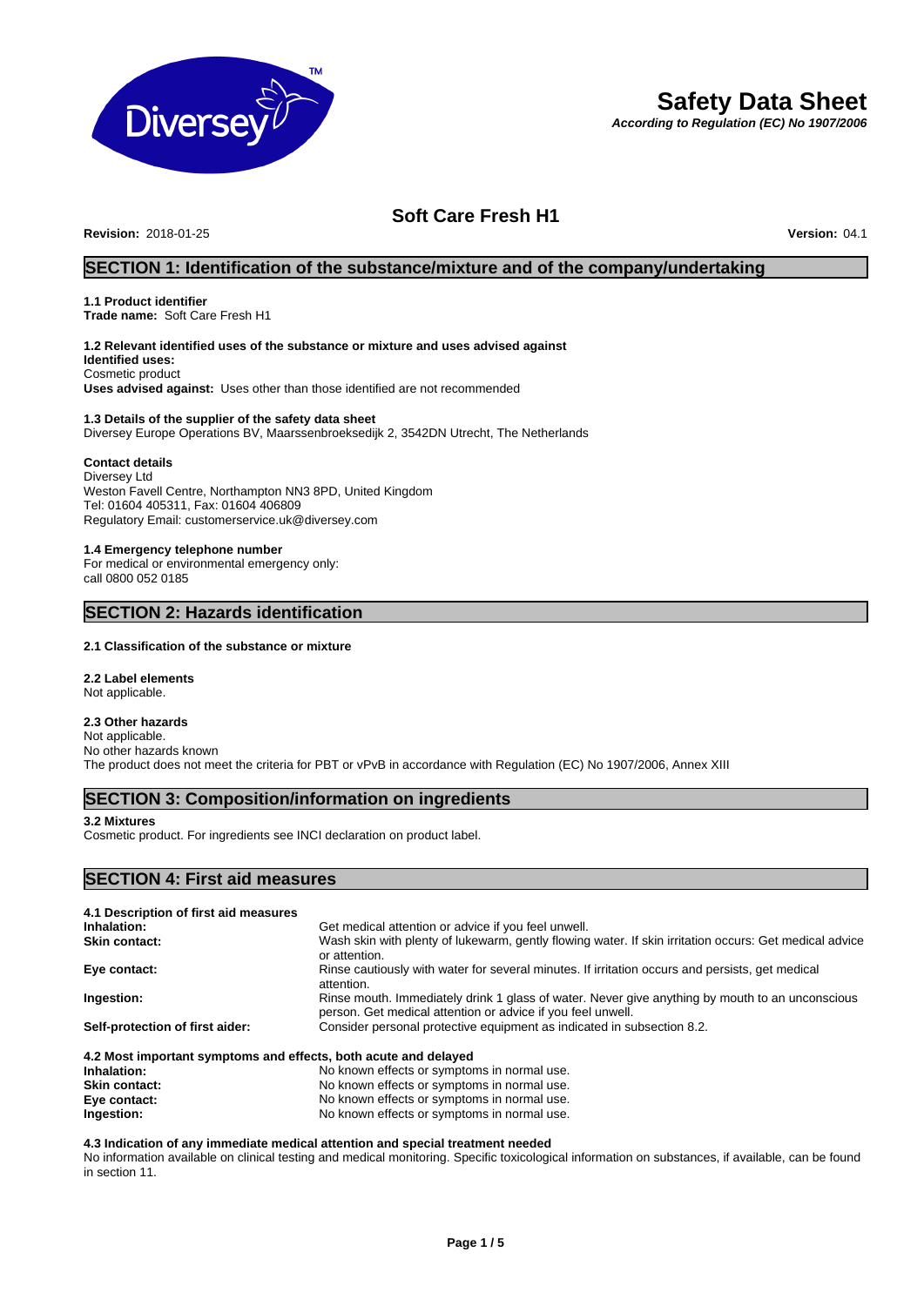# Safety Data Sheet

*According to Regulation (EC) No 1907/2006*

## Soft Care Fresh H1

**Revision:** 2018-01-25 **Version:** 04.1

## SECTION 1: Identification of the substance/mixture and of the company/undertaking

### 1.1 Product identifier

**Trade name:** Soft Care Fresh H1

### 1.2 Relevant identified uses of the substance or mixture and uses advised against

**Identified uses:**
Cosmetic product
**Uses advised against:** Uses other than those identified are not recommended

### 1.3 Details of the supplier of the safety data sheet

Diversey Europe Operations BV, Maarssenbroeksedijk 2, 3542DN Utrecht, The Netherlands

**Contact details**
Diversey Ltd
Weston Favell Centre, Northampton NN3 8PD, United Kingdom
Tel: 01604 405311, Fax: 01604 406809
Regulatory Email: customerservice.uk@diversey.com

### 1.4 Emergency telephone number

For medical or environmental emergency only:
call 0800 052 0185

## SECTION 2: Hazards identification

### 2.1 Classification of the substance or mixture

### 2.2 Label elements

Not applicable.

### 2.3 Other hazards

Not applicable.
No other hazards known
The product does not meet the criteria for PBT or vPvB in accordance with Regulation (EC) No 1907/2006, Annex XIII

## SECTION 3: Composition/information on ingredients

### 3.2 Mixtures

Cosmetic product. For ingredients see INCI declaration on product label.

## SECTION 4: First aid measures

### 4.1 Description of first aid measures

| | |
|---|---|
| **Inhalation:** | Get medical attention or advice if you feel unwell. |
| **Skin contact:** | Wash skin with plenty of lukewarm, gently flowing water. If skin irritation occurs: Get medical advice or attention. |
| **Eye contact:** | Rinse cautiously with water for several minutes. If irritation occurs and persists, get medical attention. |
| **Ingestion:** | Rinse mouth. Immediately drink 1 glass of water. Never give anything by mouth to an unconscious person. Get medical attention or advice if you feel unwell. |
| **Self-protection of first aider:** | Consider personal protective equipment as indicated in subsection 8.2. |

### 4.2 Most important symptoms and effects, both acute and delayed

| | |
|---|---|
| **Inhalation:** | No known effects or symptoms in normal use. |
| **Skin contact:** | No known effects or symptoms in normal use. |
| **Eye contact:** | No known effects or symptoms in normal use. |
| **Ingestion:** | No known effects or symptoms in normal use. |

### 4.3 Indication of any immediate medical attention and special treatment needed

No information available on clinical testing and medical monitoring. Specific toxicological information on substances, if available, can be found in section 11.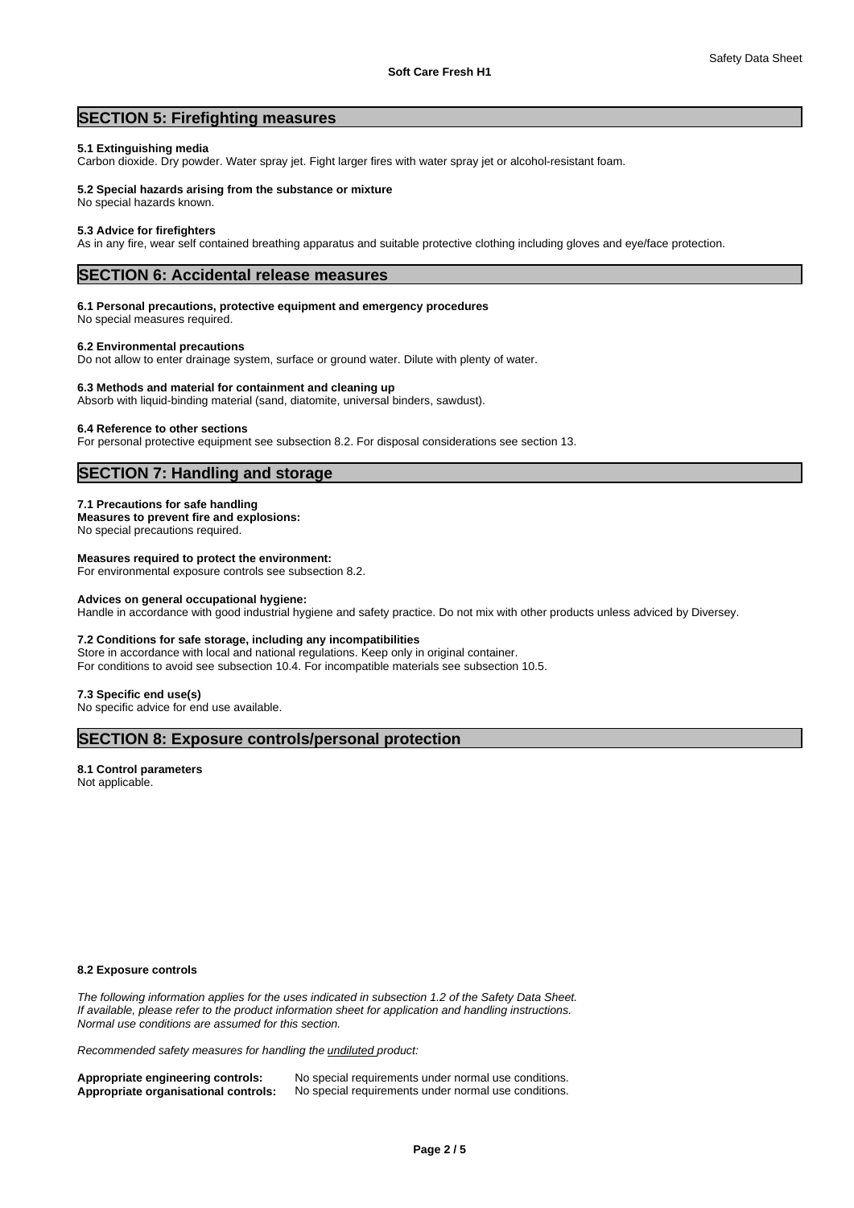## SECTION 5: Firefighting measures

**5.1 Extinguishing media**
Carbon dioxide. Dry powder. Water spray jet. Fight larger fires with water spray jet or alcohol-resistant foam.

**5.2 Special hazards arising from the substance or mixture**
No special hazards known.

**5.3 Advice for firefighters**
As in any fire, wear self contained breathing apparatus and suitable protective clothing including gloves and eye/face protection.

## SECTION 6: Accidental release measures

**6.1 Personal precautions, protective equipment and emergency procedures**
No special measures required.

**6.2 Environmental precautions**
Do not allow to enter drainage system, surface or ground water. Dilute with plenty of water.

**6.3 Methods and material for containment and cleaning up**
Absorb with liquid-binding material (sand, diatomite, universal binders, sawdust).

**6.4 Reference to other sections**
For personal protective equipment see subsection 8.2. For disposal considerations see section 13.

## SECTION 7: Handling and storage

**7.1 Precautions for safe handling**
**Measures to prevent fire and explosions:**
No special precautions required.

**Measures required to protect the environment:**
For environmental exposure controls see subsection 8.2.

**Advices on general occupational hygiene:**
Handle in accordance with good industrial hygiene and safety practice. Do not mix with other products unless adviced by Diversey.

**7.2 Conditions for safe storage, including any incompatibilities**
Store in accordance with local and national regulations. Keep only in original container.
For conditions to avoid see subsection 10.4. For incompatible materials see subsection 10.5.

**7.3 Specific end use(s)**
No specific advice for end use available.

## SECTION 8: Exposure controls/personal protection

**8.1 Control parameters**
Not applicable.

**8.2 Exposure controls**

*The following information applies for the uses indicated in subsection 1.2 of the Safety Data Sheet.*
*If available, please refer to the product information sheet for application and handling instructions.*
*Normal use conditions are assumed for this section.*

*Recommended safety measures for handling the undiluted product:*

**Appropriate engineering controls:** No special requirements under normal use conditions.
**Appropriate organisational controls:** No special requirements under normal use conditions.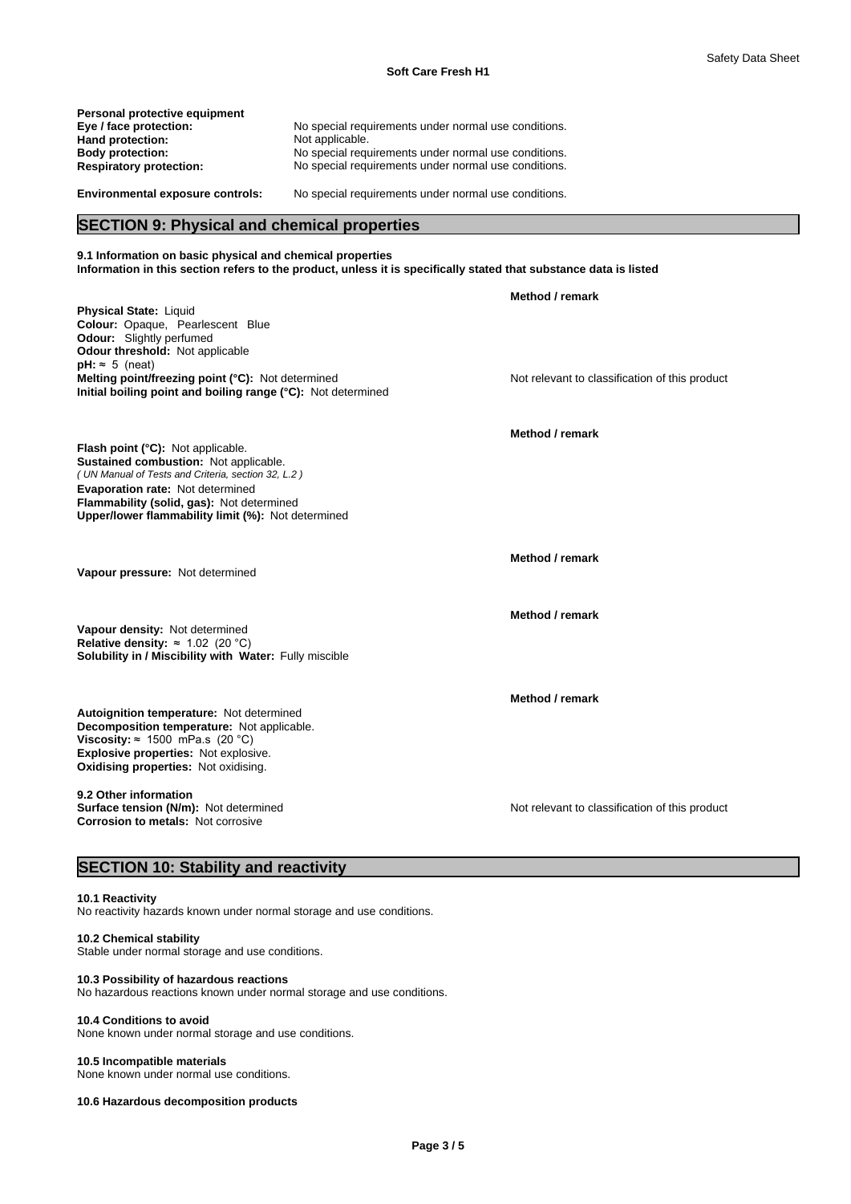**Personal protective equipment**

| | |
|---|---|
| **Eye / face protection:** | No special requirements under normal use conditions. |
| **Hand protection:** | Not applicable. |
| **Body protection:** | No special requirements under normal use conditions. |
| **Respiratory protection:** | No special requirements under normal use conditions. |
| **Environmental exposure controls:** | No special requirements under normal use conditions. |

## SECTION 9: Physical and chemical properties

**9.1 Information on basic physical and chemical properties**
**Information in this section refers to the product, unless it is specifically stated that substance data is listed**

| | **Method / remark** |
|---|---|
| **Physical State:** Liquid | |
| **Colour:** Opaque, Pearlescent Blue | |
| **Odour:** Slightly perfumed | |
| **Odour threshold:** Not applicable | |
| **pH:** ≈ 5 (neat) | |
| **Melting point/freezing point (°C):** Not determined | Not relevant to classification of this product |
| **Initial boiling point and boiling range (°C):** Not determined | |

| | **Method / remark** |
|---|---|
| **Flash point (°C):** Not applicable. | |
| **Sustained combustion:** Not applicable. *( UN Manual of Tests and Criteria, section 32, L.2 )* | |
| **Evaporation rate:** Not determined | |
| **Flammability (solid, gas):** Not determined | |
| **Upper/lower flammability limit (%):** Not determined | |

| | **Method / remark** |
|---|---|
| **Vapour pressure:** Not determined | |

| | **Method / remark** |
|---|---|
| **Vapour density:** Not determined | |
| **Relative density:** ≈ 1.02 (20 °C) | |
| **Solubility in / Miscibility with Water:** Fully miscible | |

| | **Method / remark** |
|---|---|
| **Autoignition temperature:** Not determined | |
| **Decomposition temperature:** Not applicable. | |
| **Viscosity:** ≈ 1500 mPa.s (20 °C) | |
| **Explosive properties:** Not explosive. | |
| **Oxidising properties:** Not oxidising. | |

**9.2 Other information**

| | |
|---|---|
| **Surface tension (N/m):** Not determined | Not relevant to classification of this product |
| **Corrosion to metals:** Not corrosive | |

## SECTION 10: Stability and reactivity

**10.1 Reactivity**
No reactivity hazards known under normal storage and use conditions.

**10.2 Chemical stability**
Stable under normal storage and use conditions.

**10.3 Possibility of hazardous reactions**
No hazardous reactions known under normal storage and use conditions.

**10.4 Conditions to avoid**
None known under normal storage and use conditions.

**10.5 Incompatible materials**
None known under normal use conditions.

**10.6 Hazardous decomposition products**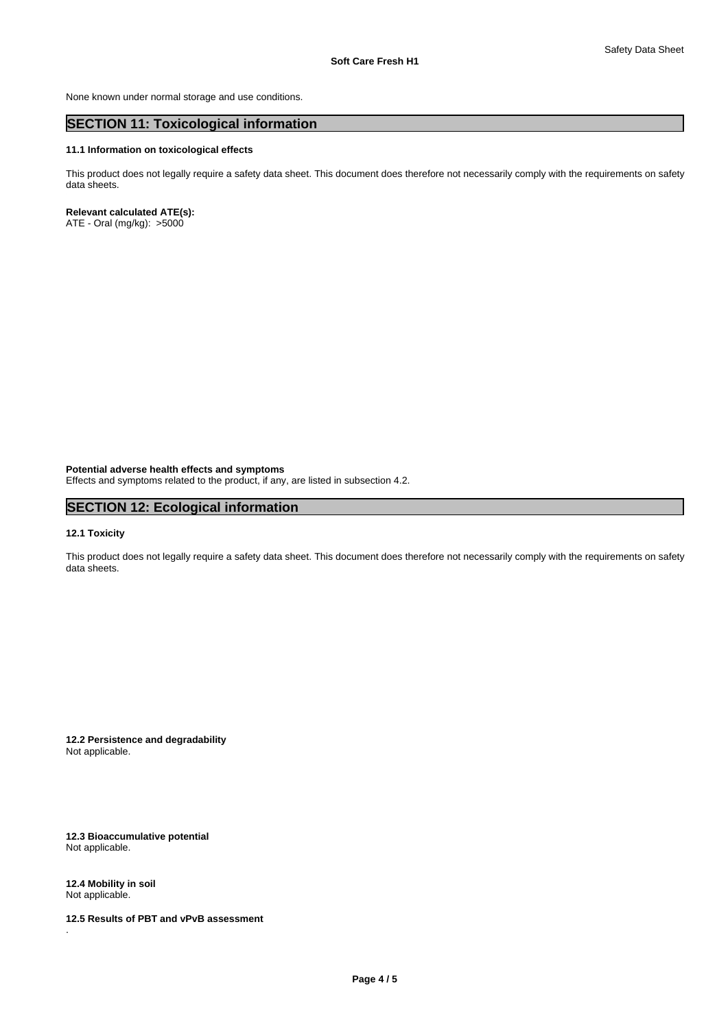None known under normal storage and use conditions.

## SECTION 11: Toxicological information

### 11.1 Information on toxicological effects

This product does not legally require a safety data sheet. This document does therefore not necessarily comply with the requirements on safety data sheets.

**Relevant calculated ATE(s):**
ATE - Oral (mg/kg): >5000

**Potential adverse health effects and symptoms**
Effects and symptoms related to the product, if any, are listed in subsection 4.2.

## SECTION 12: Ecological information

### 12.1 Toxicity

This product does not legally require a safety data sheet. This document does therefore not necessarily comply with the requirements on safety data sheets.

**12.2 Persistence and degradability**
Not applicable.

**12.3 Bioaccumulative potential**
Not applicable.

**12.4 Mobility in soil**
Not applicable.

**12.5 Results of PBT and vPvB assessment**
.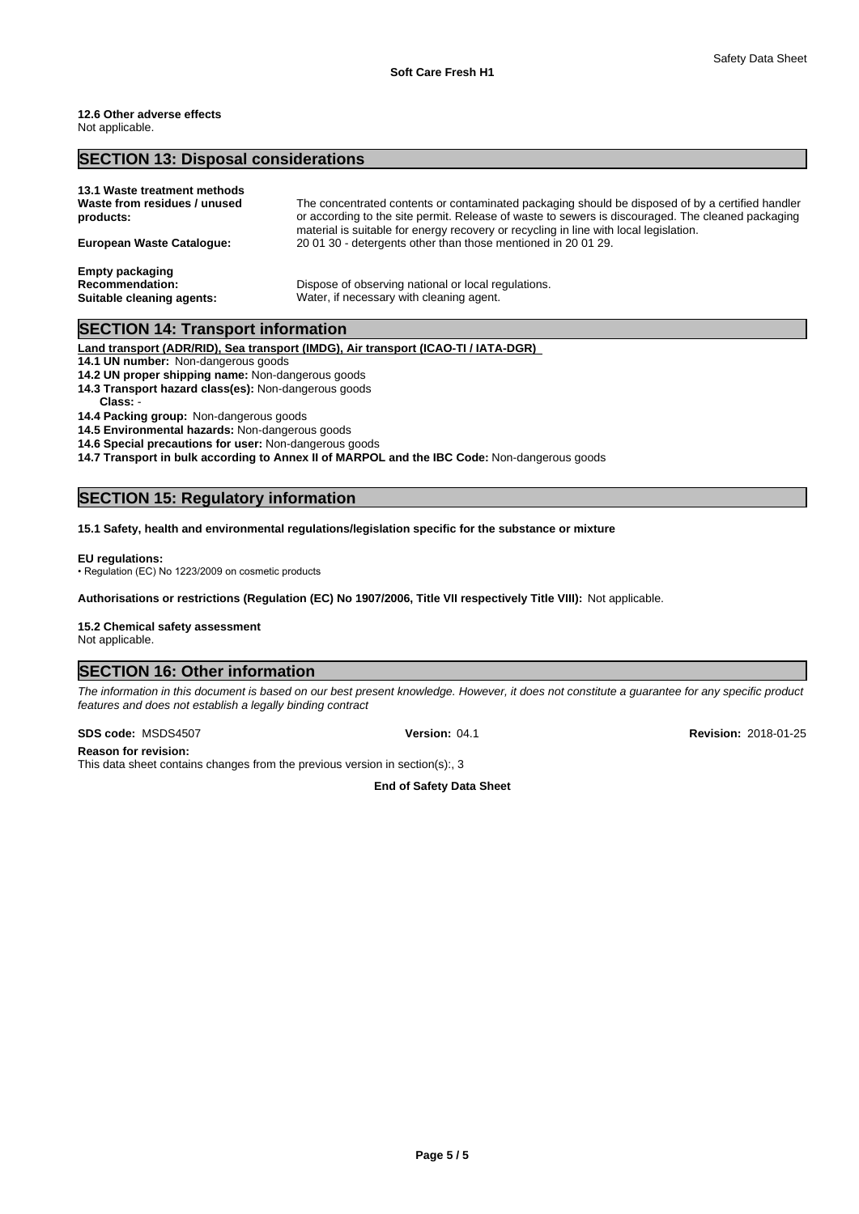**12.6 Other adverse effects**
Not applicable.

## SECTION 13: Disposal considerations

**13.1 Waste treatment methods**

| | |
|---|---|
| **Waste from residues / unused products:** | The concentrated contents or contaminated packaging should be disposed of by a certified handler or according to the site permit. Release of waste to sewers is discouraged. The cleaned packaging material is suitable for energy recovery or recycling in line with local legislation. |
| **European Waste Catalogue:** | 20 01 30 - detergents other than those mentioned in 20 01 29. |

**Empty packaging**

| | |
|---|---|
| **Recommendation:** | Dispose of observing national or local regulations. |
| **Suitable cleaning agents:** | Water, if necessary with cleaning agent. |

## SECTION 14: Transport information

**Land transport (ADR/RID), Sea transport (IMDG), Air transport (ICAO-TI / IATA-DGR)**

**14.1 UN number:** Non-dangerous goods
**14.2 UN proper shipping name:** Non-dangerous goods
**14.3 Transport hazard class(es):** Non-dangerous goods
**Class:** -
**14.4 Packing group:** Non-dangerous goods
**14.5 Environmental hazards:** Non-dangerous goods
**14.6 Special precautions for user:** Non-dangerous goods
**14.7 Transport in bulk according to Annex II of MARPOL and the IBC Code:** Non-dangerous goods

## SECTION 15: Regulatory information

**15.1 Safety, health and environmental regulations/legislation specific for the substance or mixture**

**EU regulations:**
- Regulation (EC) No 1223/2009 on cosmetic products

**Authorisations or restrictions (Regulation (EC) No 1907/2006, Title VII respectively Title VIII):** Not applicable.

**15.2 Chemical safety assessment**
Not applicable.

## SECTION 16: Other information

*The information in this document is based on our best present knowledge. However, it does not constitute a guarantee for any specific product features and does not establish a legally binding contract*

**SDS code:** MSDS4507 **Version:** 04.1 **Revision:** 2018-01-25

**Reason for revision:**
This data sheet contains changes from the previous version in section(s):, 3

**End of Safety Data Sheet**